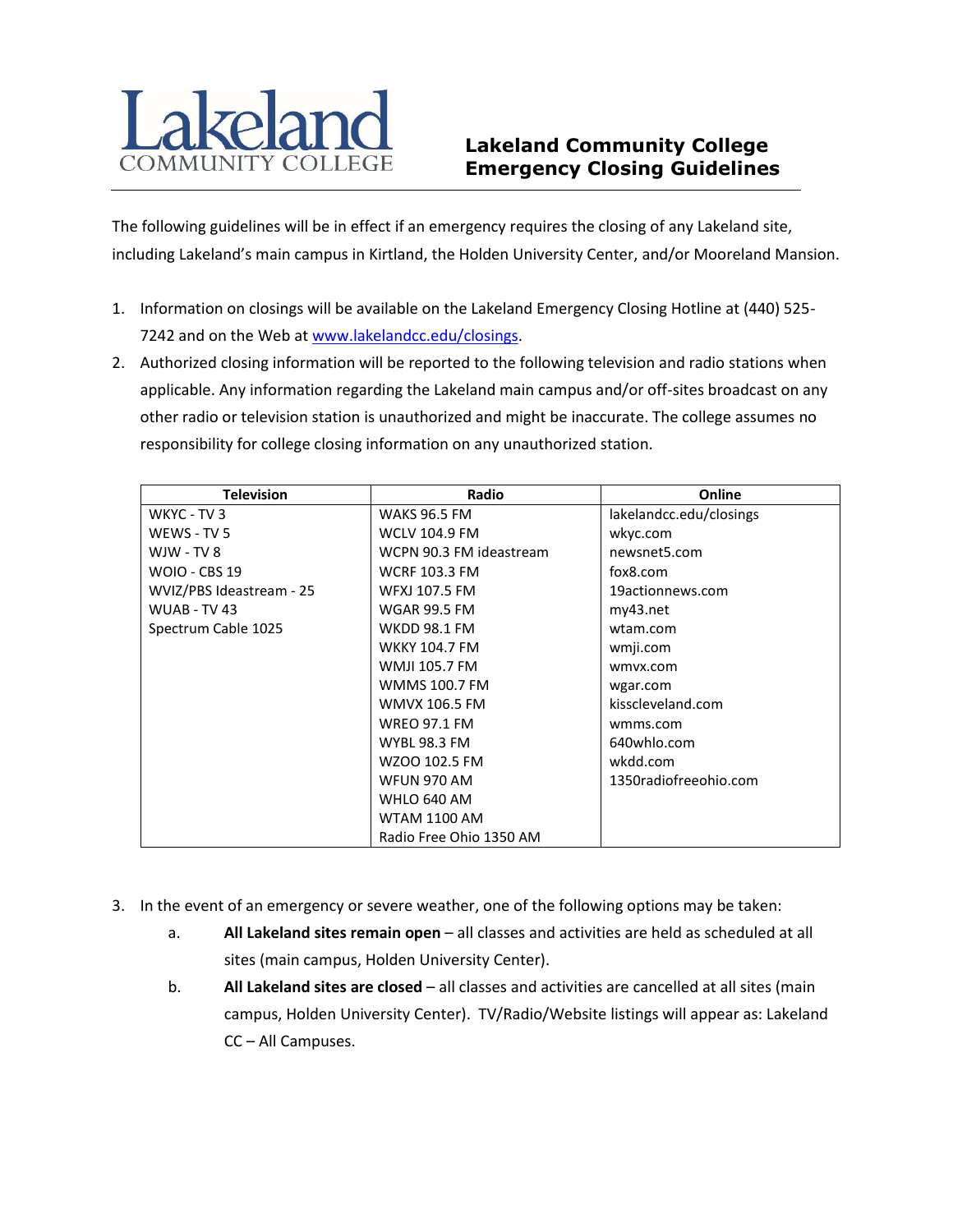# Lakeland Community College

## Lakeland Community College Emergency Closing Guidelines

The following guidelines will be in effect if an emergency requires the closing of any Lakeland site, including Lakeland's main campus in Kirtland, the Holden University Center, and/or Mooreland Mansion.

1. Information on closings will be available on the Lakeland Emergency Closing Hotline at (440) 525-7242 and on the Web at [www.lakelandcc.edu/closings](http://www.lakelandcc.edu/closings).
2. Authorized closing information will be reported to the following television and radio stations when applicable. Any information regarding the Lakeland main campus and/or off-sites broadcast on any other radio or television station is unauthorized and might be inaccurate. The college assumes no responsibility for college closing information on any unauthorized station.

| Television | Radio | Online |
|---|---|---|
| WKYC - TV 3 | WAKS 96.5 FM | lakelandcc.edu/closings |
| WEWS - TV 5 | WCLV 104.9 FM | wkyc.com |
| WJW - TV 8 | WCPN 90.3 FM ideastream | newsnet5.com |
| WOIO - CBS 19 | WCRF 103.3 FM | fox8.com |
| WVIZ/PBS Ideastream - 25 | WFXJ 107.5 FM | 19actionnews.com |
| WUAB - TV 43 | WGAR 99.5 FM | my43.net |
| Spectrum Cable 1025 | WKDD 98.1 FM | wtam.com |
| | WKKY 104.7 FM | wmji.com |
| | WMJI 105.7 FM | wmvx.com |
| | WMMS 100.7 FM | wgar.com |
| | WMVX 106.5 FM | kisscleveland.com |
| | WREO 97.1 FM | wmms.com |
| | WYBL 98.3 FM | 640whlo.com |
| | WZOO 102.5 FM | wkdd.com |
| | WFUN 970 AM | 1350radiofreeohio.com |
| | WHLO 640 AM | |
| | WTAM 1100 AM | |
| | Radio Free Ohio 1350 AM | |

3. In the event of an emergency or severe weather, one of the following options may be taken:
   a. **All Lakeland sites remain open** – all classes and activities are held as scheduled at all sites (main campus, Holden University Center).
   b. **All Lakeland sites are closed** – all classes and activities are cancelled at all sites (main campus, Holden University Center). TV/Radio/Website listings will appear as: Lakeland CC – All Campuses.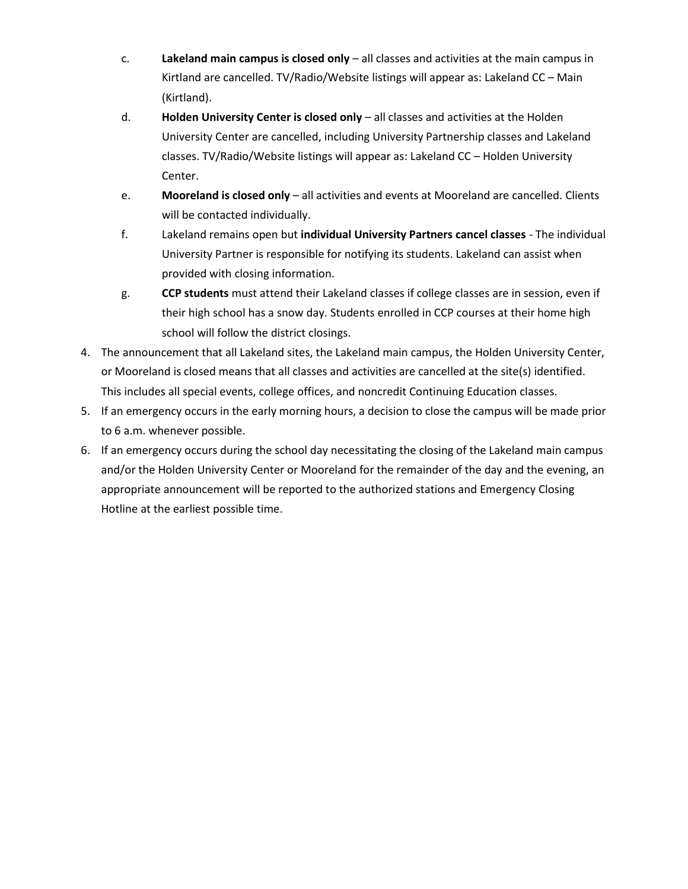c. **Lakeland main campus is closed only** – all classes and activities at the main campus in Kirtland are cancelled. TV/Radio/Website listings will appear as: Lakeland CC – Main (Kirtland).

d. **Holden University Center is closed only** – all classes and activities at the Holden University Center are cancelled, including University Partnership classes and Lakeland classes. TV/Radio/Website listings will appear as: Lakeland CC – Holden University Center.

e. **Mooreland is closed only** – all activities and events at Mooreland are cancelled. Clients will be contacted individually.

f. Lakeland remains open but **individual University Partners cancel classes** - The individual University Partner is responsible for notifying its students. Lakeland can assist when provided with closing information.

g. **CCP students** must attend their Lakeland classes if college classes are in session, even if their high school has a snow day. Students enrolled in CCP courses at their home high school will follow the district closings.

4. The announcement that all Lakeland sites, the Lakeland main campus, the Holden University Center, or Mooreland is closed means that all classes and activities are cancelled at the site(s) identified. This includes all special events, college offices, and noncredit Continuing Education classes.
5. If an emergency occurs in the early morning hours, a decision to close the campus will be made prior to 6 a.m. whenever possible.
6. If an emergency occurs during the school day necessitating the closing of the Lakeland main campus and/or the Holden University Center or Mooreland for the remainder of the day and the evening, an appropriate announcement will be reported to the authorized stations and Emergency Closing Hotline at the earliest possible time.